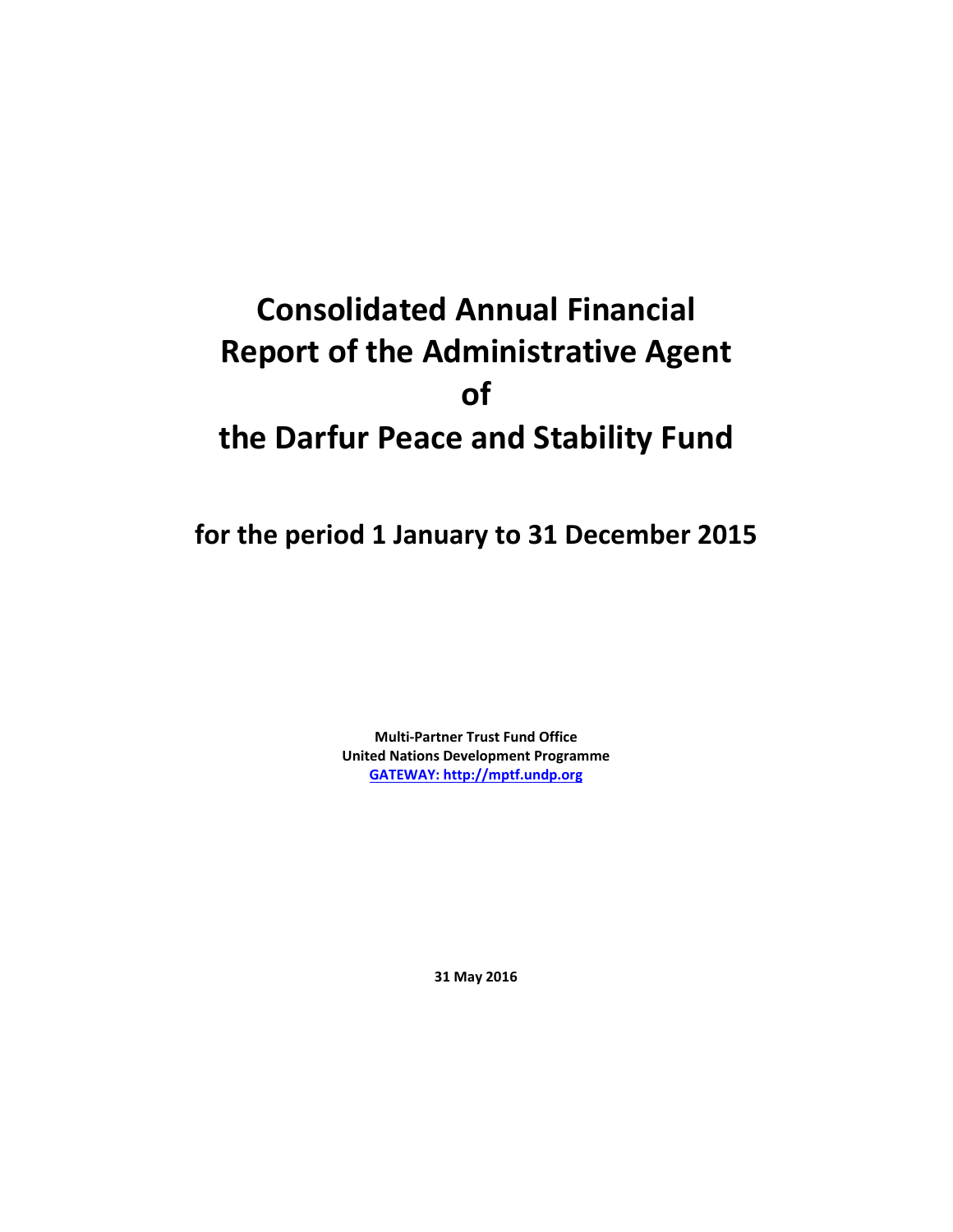# Consolidated Annual Financial Report of the Administrative Agent of the Darfur Peace and Stability Fund

## for the period 1 January to 31 December 2015

**Multi-Partner Trust Fund Office**
**United Nations Development Programme**
**[GATEWAY: http://mptf.undp.org](http://mptf.undp.org)**

**31 May 2016**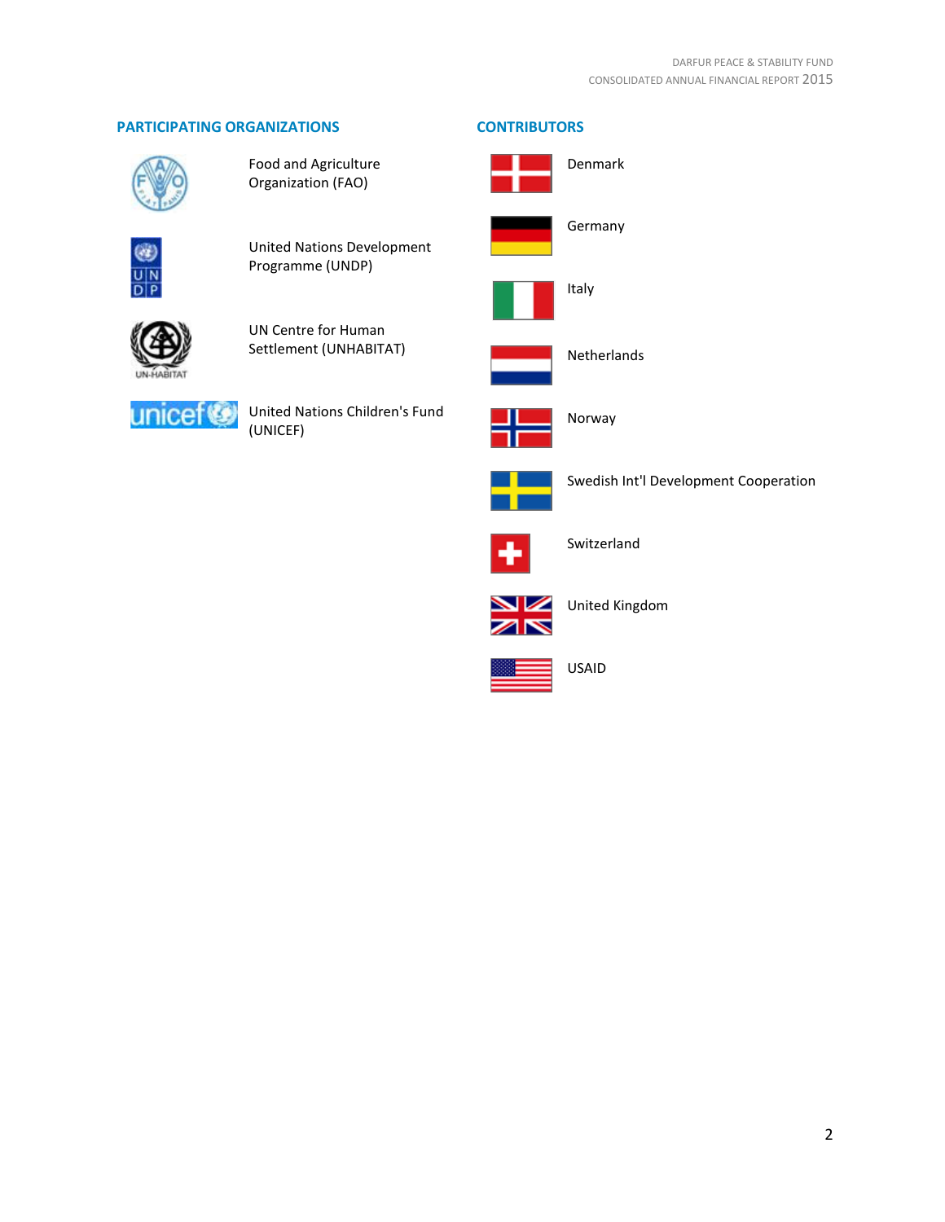## PARTICIPATING ORGANIZATIONS

- Food and Agriculture Organization (FAO)
- United Nations Development Programme (UNDP)
- UN Centre for Human Settlement (UNHABITAT)
- United Nations Children's Fund (UNICEF)

## CONTRIBUTORS

- Denmark
- Germany
- Italy
- Netherlands
- Norway
- Swedish Int'l Development Cooperation
- Switzerland
- United Kingdom
- USAID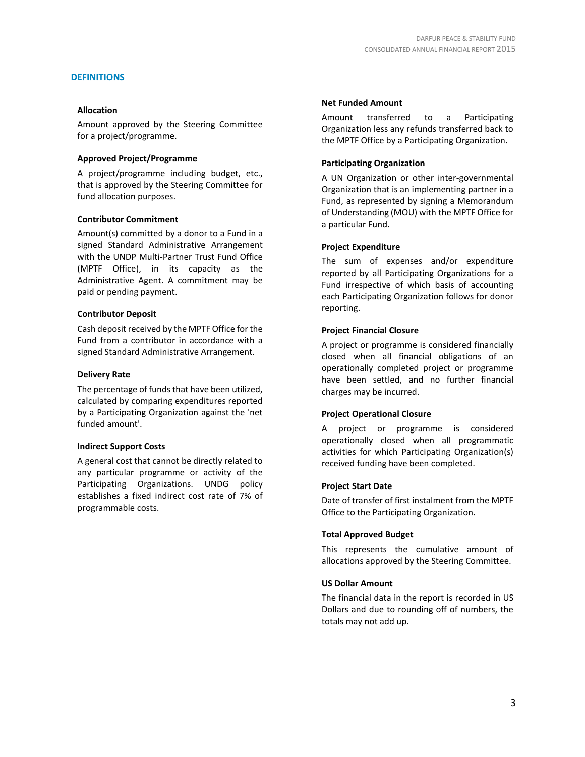## DEFINITIONS

**Allocation**

Amount approved by the Steering Committee for a project/programme.

**Approved Project/Programme**

A project/programme including budget, etc., that is approved by the Steering Committee for fund allocation purposes.

**Contributor Commitment**

Amount(s) committed by a donor to a Fund in a signed Standard Administrative Arrangement with the UNDP Multi-Partner Trust Fund Office (MPTF Office), in its capacity as the Administrative Agent. A commitment may be paid or pending payment.

**Contributor Deposit**

Cash deposit received by the MPTF Office for the Fund from a contributor in accordance with a signed Standard Administrative Arrangement.

**Delivery Rate**

The percentage of funds that have been utilized, calculated by comparing expenditures reported by a Participating Organization against the 'net funded amount'.

**Indirect Support Costs**

A general cost that cannot be directly related to any particular programme or activity of the Participating Organizations. UNDG policy establishes a fixed indirect cost rate of 7% of programmable costs.

**Net Funded Amount**

Amount transferred to a Participating Organization less any refunds transferred back to the MPTF Office by a Participating Organization.

**Participating Organization**

A UN Organization or other inter-governmental Organization that is an implementing partner in a Fund, as represented by signing a Memorandum of Understanding (MOU) with the MPTF Office for a particular Fund.

**Project Expenditure**

The sum of expenses and/or expenditure reported by all Participating Organizations for a Fund irrespective of which basis of accounting each Participating Organization follows for donor reporting.

**Project Financial Closure**

A project or programme is considered financially closed when all financial obligations of an operationally completed project or programme have been settled, and no further financial charges may be incurred.

**Project Operational Closure**

A project or programme is considered operationally closed when all programmatic activities for which Participating Organization(s) received funding have been completed.

**Project Start Date**

Date of transfer of first instalment from the MPTF Office to the Participating Organization.

**Total Approved Budget**

This represents the cumulative amount of allocations approved by the Steering Committee.

**US Dollar Amount**

The financial data in the report is recorded in US Dollars and due to rounding off of numbers, the totals may not add up.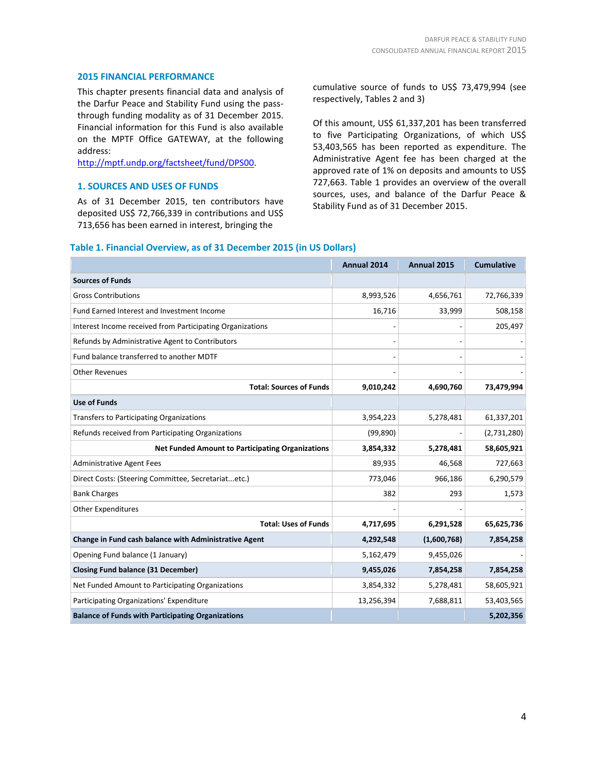## 2015 FINANCIAL PERFORMANCE

This chapter presents financial data and analysis of the Darfur Peace and Stability Fund using the pass-through funding modality as of 31 December 2015. Financial information for this Fund is also available on the MPTF Office GATEWAY, at the following address: http://mptf.undp.org/factsheet/fund/DPS00.

## 1. SOURCES AND USES OF FUNDS

As of 31 December 2015, ten contributors have deposited US$ 72,766,339 in contributions and US$ 713,656 has been earned in interest, bringing the cumulative source of funds to US$ 73,479,994 (see respectively, Tables 2 and 3)

Of this amount, US$ 61,337,201 has been transferred to five Participating Organizations, of which US$ 53,403,565 has been reported as expenditure. The Administrative Agent fee has been charged at the approved rate of 1% on deposits and amounts to US$ 727,663. Table 1 provides an overview of the overall sources, uses, and balance of the Darfur Peace & Stability Fund as of 31 December 2015.

### Table 1. Financial Overview, as of 31 December 2015 (in US Dollars)

| | Annual 2014 | Annual 2015 | Cumulative |
|---|---|---|---|
| **Sources of Funds** | | | |
| Gross Contributions | 8,993,526 | 4,656,761 | 72,766,339 |
| Fund Earned Interest and Investment Income | 16,716 | 33,999 | 508,158 |
| Interest Income received from Participating Organizations | - | - | 205,497 |
| Refunds by Administrative Agent to Contributors | - | - | - |
| Fund balance transferred to another MDTF | - | - | - |
| Other Revenues | - | - | - |
| **Total: Sources of Funds** | **9,010,242** | **4,690,760** | **73,479,994** |
| **Use of Funds** | | | |
| Transfers to Participating Organizations | 3,954,223 | 5,278,481 | 61,337,201 |
| Refunds received from Participating Organizations | (99,890) | - | (2,731,280) |
| **Net Funded Amount to Participating Organizations** | **3,854,332** | **5,278,481** | **58,605,921** |
| Administrative Agent Fees | 89,935 | 46,568 | 727,663 |
| Direct Costs: (Steering Committee, Secretariat...etc.) | 773,046 | 966,186 | 6,290,579 |
| Bank Charges | 382 | 293 | 1,573 |
| Other Expenditures | - | - | - |
| **Total: Uses of Funds** | **4,717,695** | **6,291,528** | **65,625,736** |
| **Change in Fund cash balance with Administrative Agent** | **4,292,548** | **(1,600,768)** | **7,854,258** |
| Opening Fund balance (1 January) | 5,162,479 | 9,455,026 | - |
| **Closing Fund balance (31 December)** | **9,455,026** | **7,854,258** | **7,854,258** |
| Net Funded Amount to Participating Organizations | 3,854,332 | 5,278,481 | 58,605,921 |
| Participating Organizations' Expenditure | 13,256,394 | 7,688,811 | 53,403,565 |
| **Balance of Funds with Participating Organizations** | | | **5,202,356** |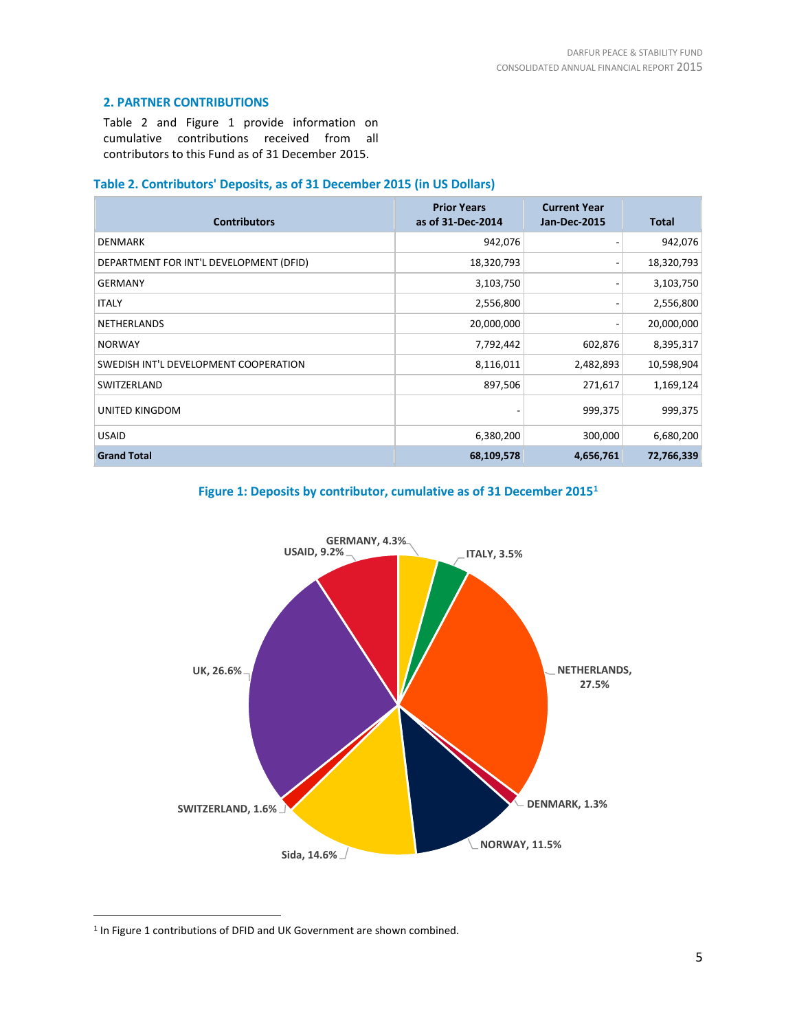## 2. PARTNER CONTRIBUTIONS

Table 2 and Figure 1 provide information on cumulative contributions received from all contributors to this Fund as of 31 December 2015.

### Table 2. Contributors' Deposits, as of 31 December 2015 (in US Dollars)

| Contributors | Prior Years as of 31-Dec-2014 | Current Year Jan-Dec-2015 | Total |
|---|---|---|---|
| DENMARK | 942,076 | - | 942,076 |
| DEPARTMENT FOR INT'L DEVELOPMENT (DFID) | 18,320,793 | - | 18,320,793 |
| GERMANY | 3,103,750 | - | 3,103,750 |
| ITALY | 2,556,800 | - | 2,556,800 |
| NETHERLANDS | 20,000,000 | - | 20,000,000 |
| NORWAY | 7,792,442 | 602,876 | 8,395,317 |
| SWEDISH INT'L DEVELOPMENT COOPERATION | 8,116,011 | 2,482,893 | 10,598,904 |
| SWITZERLAND | 897,506 | 271,617 | 1,169,124 |
| UNITED KINGDOM | - | 999,375 | 999,375 |
| USAID | 6,380,200 | 300,000 | 6,680,200 |
| **Grand Total** | **68,109,578** | **4,656,761** | **72,766,339** |

### Figure 1: Deposits by contributor, cumulative as of 31 December 2015[1]

GERMANY, 4.3%; ITALY, 3.5%; NETHERLANDS, 27.5%; DENMARK, 1.3%; NORWAY, 11.5%; Sida, 14.6%; SWITZERLAND, 1.6%; UK, 26.6%; USAID, 9.2%

[1] In Figure 1 contributions of DFID and UK Government are shown combined.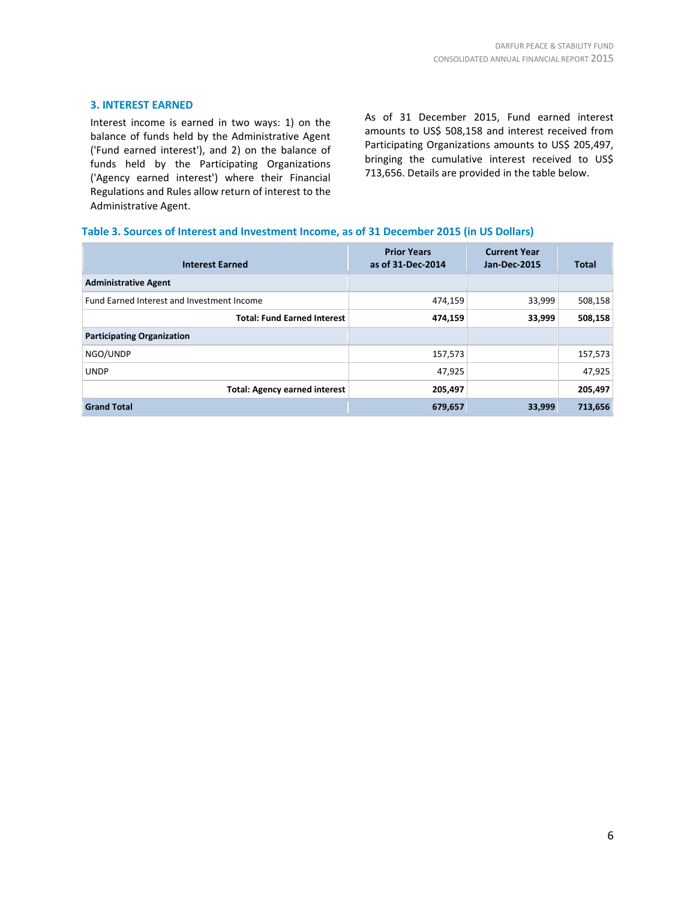## 3. INTEREST EARNED

Interest income is earned in two ways: 1) on the balance of funds held by the Administrative Agent ('Fund earned interest'), and 2) on the balance of funds held by the Participating Organizations ('Agency earned interest') where their Financial Regulations and Rules allow return of interest to the Administrative Agent.

As of 31 December 2015, Fund earned interest amounts to US$ 508,158 and interest received from Participating Organizations amounts to US$ 205,497, bringing the cumulative interest received to US$ 713,656. Details are provided in the table below.

**Table 3. Sources of Interest and Investment Income, as of 31 December 2015 (in US Dollars)**

| Interest Earned | Prior Years as of 31-Dec-2014 | Current Year Jan-Dec-2015 | Total |
|---|---|---|---|
| **Administrative Agent** | | | |
| Fund Earned Interest and Investment Income | 474,159 | 33,999 | 508,158 |
| **Total: Fund Earned Interest** | **474,159** | **33,999** | **508,158** |
| **Participating Organization** | | | |
| NGO/UNDP | 157,573 | | 157,573 |
| UNDP | 47,925 | | 47,925 |
| **Total: Agency earned interest** | **205,497** | | **205,497** |
| **Grand Total** | **679,657** | **33,999** | **713,656** |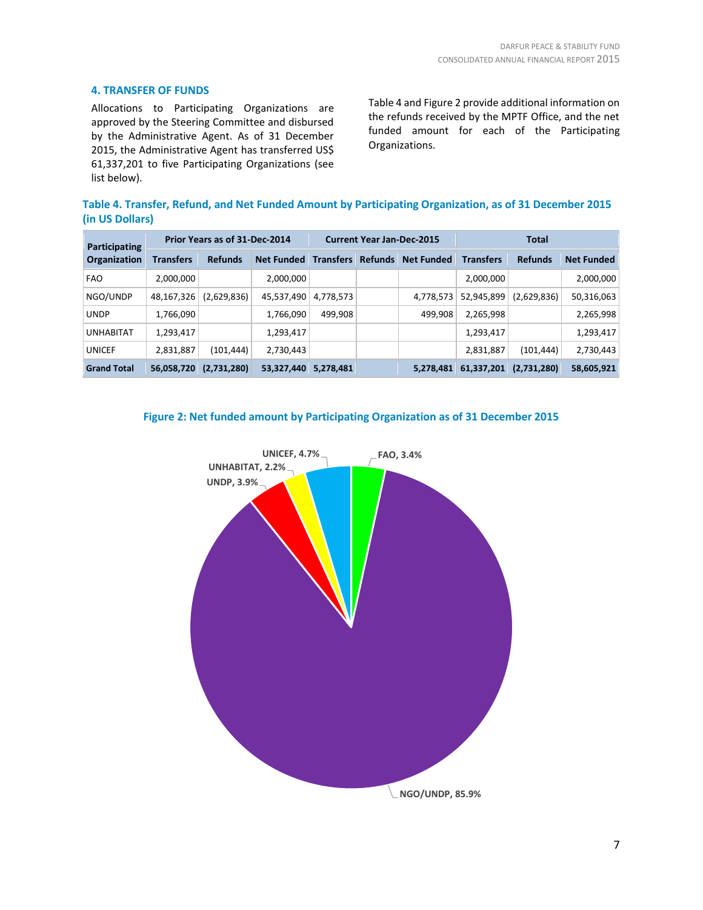## 4. TRANSFER OF FUNDS

Allocations to Participating Organizations are approved by the Steering Committee and disbursed by the Administrative Agent. As of 31 December 2015, the Administrative Agent has transferred US$ 61,337,201 to five Participating Organizations (see list below).

Table 4 and Figure 2 provide additional information on the refunds received by the MPTF Office, and the net funded amount for each of the Participating Organizations.

**Table 4. Transfer, Refund, and Net Funded Amount by Participating Organization, as of 31 December 2015 (in US Dollars)**

| Participating Organization | Prior Years as of 31-Dec-2014 | | | Current Year Jan-Dec-2015 | | | Total | | |
|---|---|---|---|---|---|---|---|---|---|
| | Transfers | Refunds | Net Funded | Transfers | Refunds | Net Funded | Transfers | Refunds | Net Funded |
| FAO | 2,000,000 | | 2,000,000 | | | | 2,000,000 | | 2,000,000 |
| NGO/UNDP | 48,167,326 | (2,629,836) | 45,537,490 | 4,778,573 | | 4,778,573 | 52,945,899 | (2,629,836) | 50,316,063 |
| UNDP | 1,766,090 | | 1,766,090 | 499,908 | | 499,908 | 2,265,998 | | 2,265,998 |
| UNHABITAT | 1,293,417 | | 1,293,417 | | | | 1,293,417 | | 1,293,417 |
| UNICEF | 2,831,887 | (101,444) | 2,730,443 | | | | 2,831,887 | (101,444) | 2,730,443 |
| **Grand Total** | **56,058,720** | **(2,731,280)** | **53,327,440** | **5,278,481** | | **5,278,481** | **61,337,201** | **(2,731,280)** | **58,605,921** |

**Figure 2: Net funded amount by Participating Organization as of 31 December 2015**

UNICEF, 4.7%; FAO, 3.4%; UNHABITAT, 2.2%; UNDP, 3.9%; NGO/UNDP, 85.9%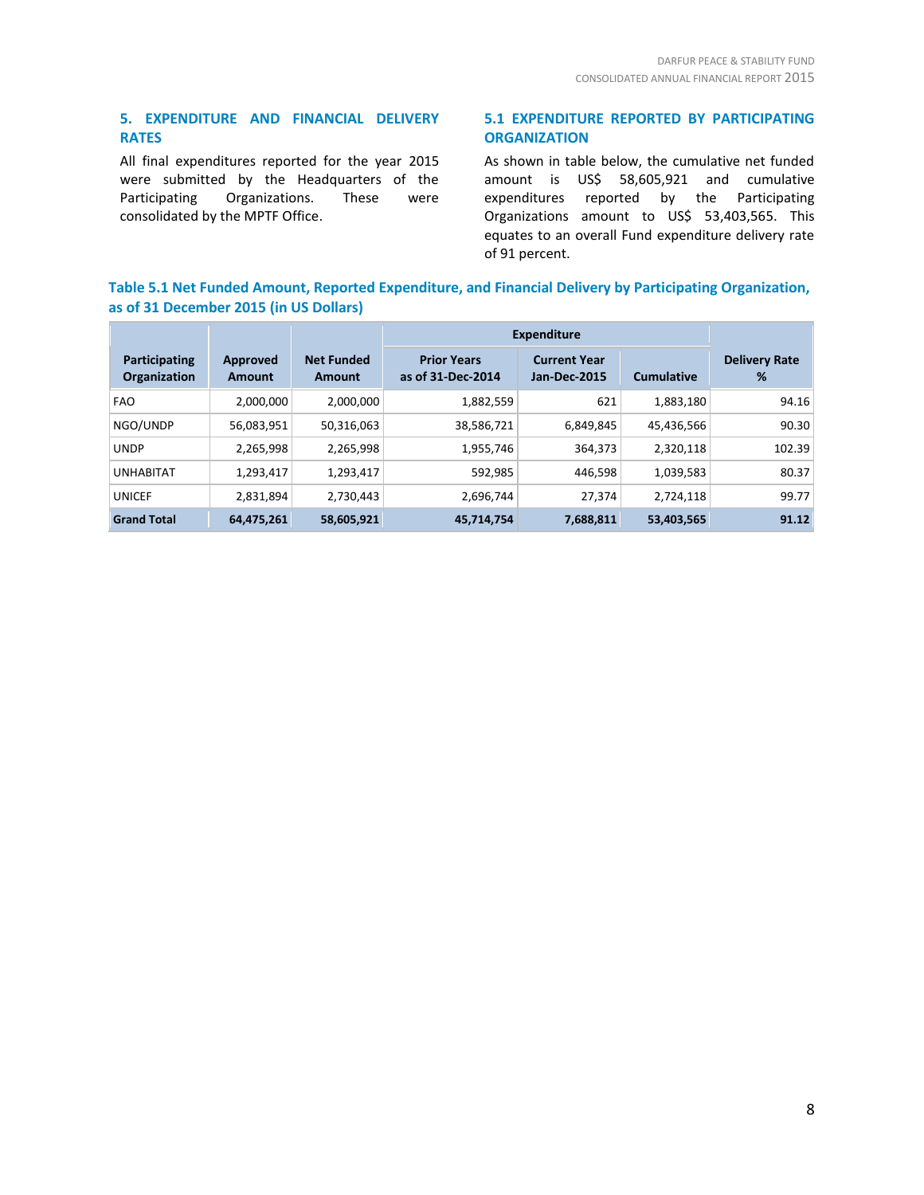## 5. EXPENDITURE AND FINANCIAL DELIVERY RATES

All final expenditures reported for the year 2015 were submitted by the Headquarters of the Participating Organizations. These were consolidated by the MPTF Office.

### 5.1 EXPENDITURE REPORTED BY PARTICIPATING ORGANIZATION

As shown in table below, the cumulative net funded amount is US$ 58,605,921 and cumulative expenditures reported by the Participating Organizations amount to US$ 53,403,565. This equates to an overall Fund expenditure delivery rate of 91 percent.

**Table 5.1 Net Funded Amount, Reported Expenditure, and Financial Delivery by Participating Organization, as of 31 December 2015 (in US Dollars)**

| Participating Organization | Approved Amount | Net Funded Amount | Expenditure | | | Delivery Rate % |
|---|---|---|---|---|---|---|
| | | | Prior Years as of 31-Dec-2014 | Current Year Jan-Dec-2015 | Cumulative | |
| FAO | 2,000,000 | 2,000,000 | 1,882,559 | 621 | 1,883,180 | 94.16 |
| NGO/UNDP | 56,083,951 | 50,316,063 | 38,586,721 | 6,849,845 | 45,436,566 | 90.30 |
| UNDP | 2,265,998 | 2,265,998 | 1,955,746 | 364,373 | 2,320,118 | 102.39 |
| UNHABITAT | 1,293,417 | 1,293,417 | 592,985 | 446,598 | 1,039,583 | 80.37 |
| UNICEF | 2,831,894 | 2,730,443 | 2,696,744 | 27,374 | 2,724,118 | 99.77 |
| **Grand Total** | **64,475,261** | **58,605,921** | **45,714,754** | **7,688,811** | **53,403,565** | **91.12** |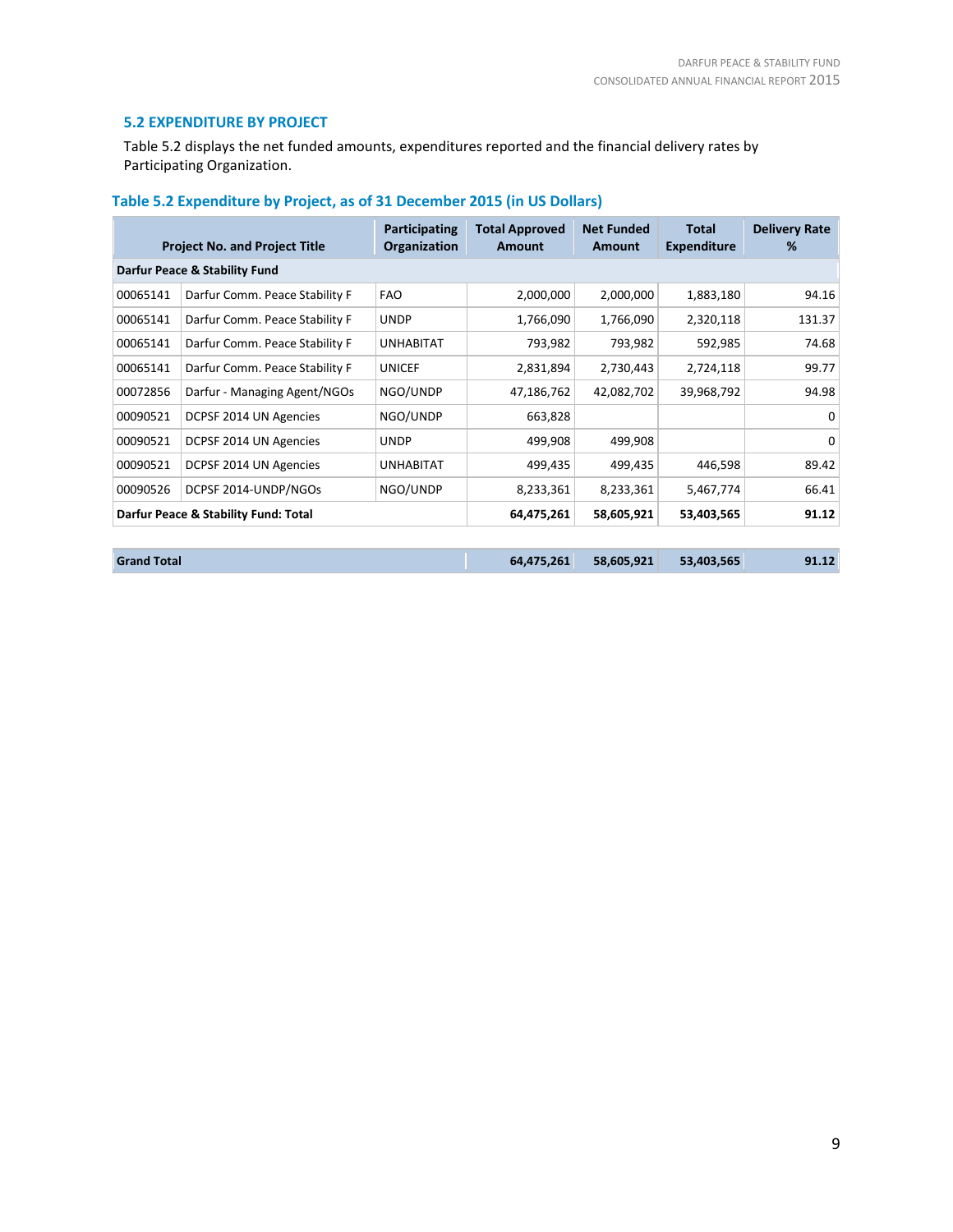## 5.2 EXPENDITURE BY PROJECT

Table 5.2 displays the net funded amounts, expenditures reported and the financial delivery rates by Participating Organization.

### Table 5.2 Expenditure by Project, as of 31 December 2015 (in US Dollars)

| Project No. and Project Title | | Participating Organization | Total Approved Amount | Net Funded Amount | Total Expenditure | Delivery Rate % |
|---|---|---|---|---|---|---|
| **Darfur Peace & Stability Fund** | | | | | | |
| 00065141 | Darfur Comm. Peace Stability F | FAO | 2,000,000 | 2,000,000 | 1,883,180 | 94.16 |
| 00065141 | Darfur Comm. Peace Stability F | UNDP | 1,766,090 | 1,766,090 | 2,320,118 | 131.37 |
| 00065141 | Darfur Comm. Peace Stability F | UNHABITAT | 793,982 | 793,982 | 592,985 | 74.68 |
| 00065141 | Darfur Comm. Peace Stability F | UNICEF | 2,831,894 | 2,730,443 | 2,724,118 | 99.77 |
| 00072856 | Darfur - Managing Agent/NGOs | NGO/UNDP | 47,186,762 | 42,082,702 | 39,968,792 | 94.98 |
| 00090521 | DCPSF 2014 UN Agencies | NGO/UNDP | 663,828 | | | 0 |
| 00090521 | DCPSF 2014 UN Agencies | UNDP | 499,908 | 499,908 | | 0 |
| 00090521 | DCPSF 2014 UN Agencies | UNHABITAT | 499,435 | 499,435 | 446,598 | 89.42 |
| 00090526 | DCPSF 2014-UNDP/NGOs | NGO/UNDP | 8,233,361 | 8,233,361 | 5,467,774 | 66.41 |
| **Darfur Peace & Stability Fund: Total** | | | **64,475,261** | **58,605,921** | **53,403,565** | **91.12** |
| **Grand Total** | | | **64,475,261** | **58,605,921** | **53,403,565** | **91.12** |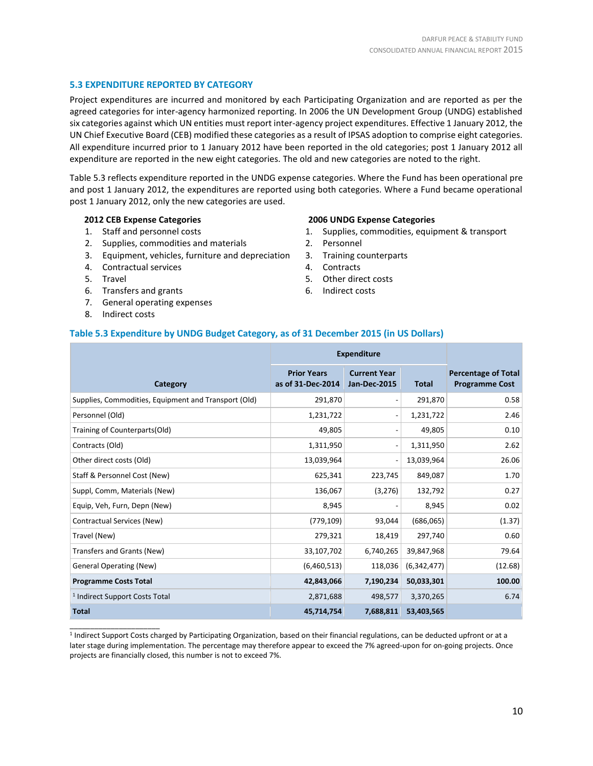## 5.3 EXPENDITURE REPORTED BY CATEGORY

Project expenditures are incurred and monitored by each Participating Organization and are reported as per the agreed categories for inter-agency harmonized reporting. In 2006 the UN Development Group (UNDG) established six categories against which UN entities must report inter-agency project expenditures. Effective 1 January 2012, the UN Chief Executive Board (CEB) modified these categories as a result of IPSAS adoption to comprise eight categories. All expenditure incurred prior to 1 January 2012 have been reported in the old categories; post 1 January 2012 all expenditure are reported in the new eight categories. The old and new categories are noted to the right.

Table 5.3 reflects expenditure reported in the UNDG expense categories. Where the Fund has been operational pre and post 1 January 2012, the expenditures are reported using both categories. Where a Fund became operational post 1 January 2012, only the new categories are used.

**2012 CEB Expense Categories**

1. Staff and personnel costs
2. Supplies, commodities and materials
3. Equipment, vehicles, furniture and depreciation
4. Contractual services
5. Travel
6. Transfers and grants
7. General operating expenses
8. Indirect costs

**2006 UNDG Expense Categories**

1. Supplies, commodities, equipment & transport
2. Personnel
3. Training counterparts
4. Contracts
5. Other direct costs
6. Indirect costs

### Table 5.3 Expenditure by UNDG Budget Category, as of 31 December 2015 (in US Dollars)

| Category | Expenditure | | | Percentage of Total Programme Cost |
|---|---|---|---|---|
| | Prior Years as of 31-Dec-2014 | Current Year Jan-Dec-2015 | Total | |
| Supplies, Commodities, Equipment and Transport (Old) | 291,870 | - | 291,870 | 0.58 |
| Personnel (Old) | 1,231,722 | - | 1,231,722 | 2.46 |
| Training of Counterparts(Old) | 49,805 | - | 49,805 | 0.10 |
| Contracts (Old) | 1,311,950 | - | 1,311,950 | 2.62 |
| Other direct costs (Old) | 13,039,964 | - | 13,039,964 | 26.06 |
| Staff & Personnel Cost (New) | 625,341 | 223,745 | 849,087 | 1.70 |
| Suppl, Comm, Materials (New) | 136,067 | (3,276) | 132,792 | 0.27 |
| Equip, Veh, Furn, Depn (New) | 8,945 | - | 8,945 | 0.02 |
| Contractual Services (New) | (779,109) | 93,044 | (686,065) | (1.37) |
| Travel (New) | 279,321 | 18,419 | 297,740 | 0.60 |
| Transfers and Grants (New) | 33,107,702 | 6,740,265 | 39,847,968 | 79.64 |
| General Operating (New) | (6,460,513) | 118,036 | (6,342,477) | (12.68) |
| **Programme Costs Total** | **42,843,066** | **7,190,234** | **50,033,301** | **100.00** |
| [1] Indirect Support Costs Total | 2,871,688 | 498,577 | 3,370,265 | 6.74 |
| **Total** | **45,714,754** | **7,688,811** | **53,403,565** | |

[1] Indirect Support Costs charged by Participating Organization, based on their financial regulations, can be deducted upfront or at a later stage during implementation. The percentage may therefore appear to exceed the 7% agreed-upon for on-going projects. Once projects are financially closed, this number is not to exceed 7%.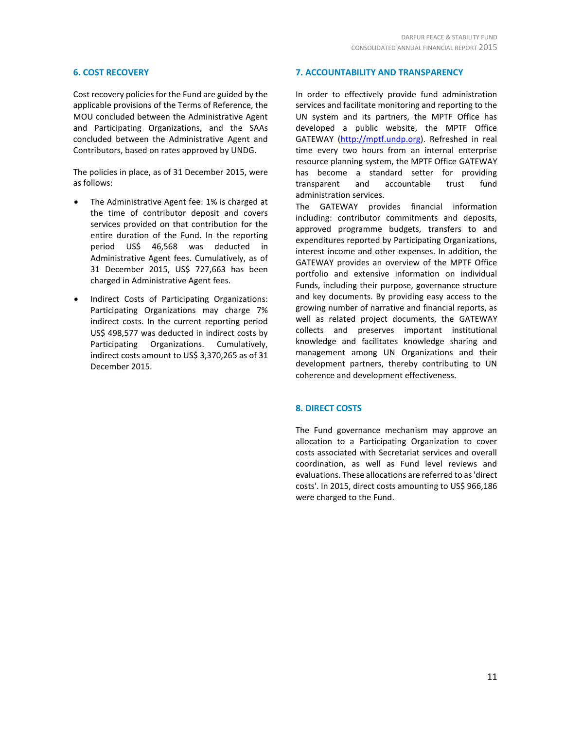## 6. COST RECOVERY

Cost recovery policies for the Fund are guided by the applicable provisions of the Terms of Reference, the MOU concluded between the Administrative Agent and Participating Organizations, and the SAAs concluded between the Administrative Agent and Contributors, based on rates approved by UNDG.

The policies in place, as of 31 December 2015, were as follows:

- The Administrative Agent fee: 1% is charged at the time of contributor deposit and covers services provided on that contribution for the entire duration of the Fund. In the reporting period US$ 46,568 was deducted in Administrative Agent fees. Cumulatively, as of 31 December 2015, US$ 727,663 has been charged in Administrative Agent fees.
- Indirect Costs of Participating Organizations: Participating Organizations may charge 7% indirect costs. In the current reporting period US$ 498,577 was deducted in indirect costs by Participating Organizations. Cumulatively, indirect costs amount to US$ 3,370,265 as of 31 December 2015.

## 7. ACCOUNTABILITY AND TRANSPARENCY

In order to effectively provide fund administration services and facilitate monitoring and reporting to the UN system and its partners, the MPTF Office has developed a public website, the MPTF Office GATEWAY (http://mptf.undp.org). Refreshed in real time every two hours from an internal enterprise resource planning system, the MPTF Office GATEWAY has become a standard setter for providing transparent and accountable trust fund administration services.

The GATEWAY provides financial information including: contributor commitments and deposits, approved programme budgets, transfers to and expenditures reported by Participating Organizations, interest income and other expenses. In addition, the GATEWAY provides an overview of the MPTF Office portfolio and extensive information on individual Funds, including their purpose, governance structure and key documents. By providing easy access to the growing number of narrative and financial reports, as well as related project documents, the GATEWAY collects and preserves important institutional knowledge and facilitates knowledge sharing and management among UN Organizations and their development partners, thereby contributing to UN coherence and development effectiveness.

## 8. DIRECT COSTS

The Fund governance mechanism may approve an allocation to a Participating Organization to cover costs associated with Secretariat services and overall coordination, as well as Fund level reviews and evaluations. These allocations are referred to as 'direct costs'. In 2015, direct costs amounting to US$ 966,186 were charged to the Fund.